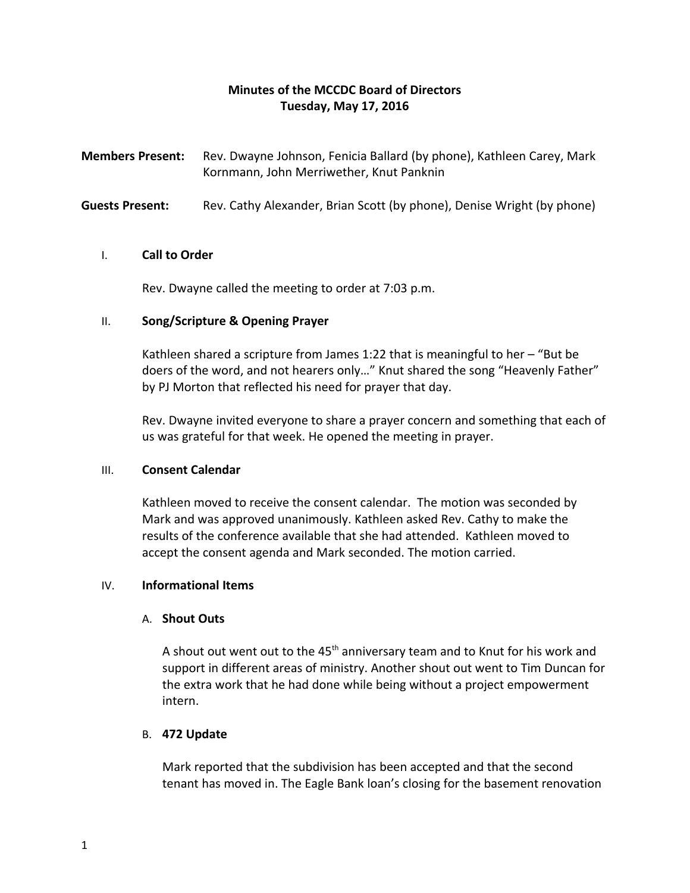# Minutes of the MCCDC Board of Directors
## Tuesday, May 17, 2016

**Members Present:** Rev. Dwayne Johnson, Fenicia Ballard (by phone), Kathleen Carey, Mark Kornmann, John Merriwether, Knut Panknin

**Guests Present:** Rev. Cathy Alexander, Brian Scott (by phone), Denise Wright (by phone)

### I. Call to Order

Rev. Dwayne called the meeting to order at 7:03 p.m.

### II. Song/Scripture & Opening Prayer

Kathleen shared a scripture from James 1:22 that is meaningful to her – "But be doers of the word, and not hearers only…" Knut shared the song "Heavenly Father" by PJ Morton that reflected his need for prayer that day.

Rev. Dwayne invited everyone to share a prayer concern and something that each of us was grateful for that week. He opened the meeting in prayer.

### III. Consent Calendar

Kathleen moved to receive the consent calendar. The motion was seconded by Mark and was approved unanimously. Kathleen asked Rev. Cathy to make the results of the conference available that she had attended. Kathleen moved to accept the consent agenda and Mark seconded. The motion carried.

### IV. Informational Items

#### A. Shout Outs

A shout out went out to the 45th anniversary team and to Knut for his work and support in different areas of ministry. Another shout out went to Tim Duncan for the extra work that he had done while being without a project empowerment intern.

#### B. 472 Update

Mark reported that the subdivision has been accepted and that the second tenant has moved in. The Eagle Bank loan's closing for the basement renovation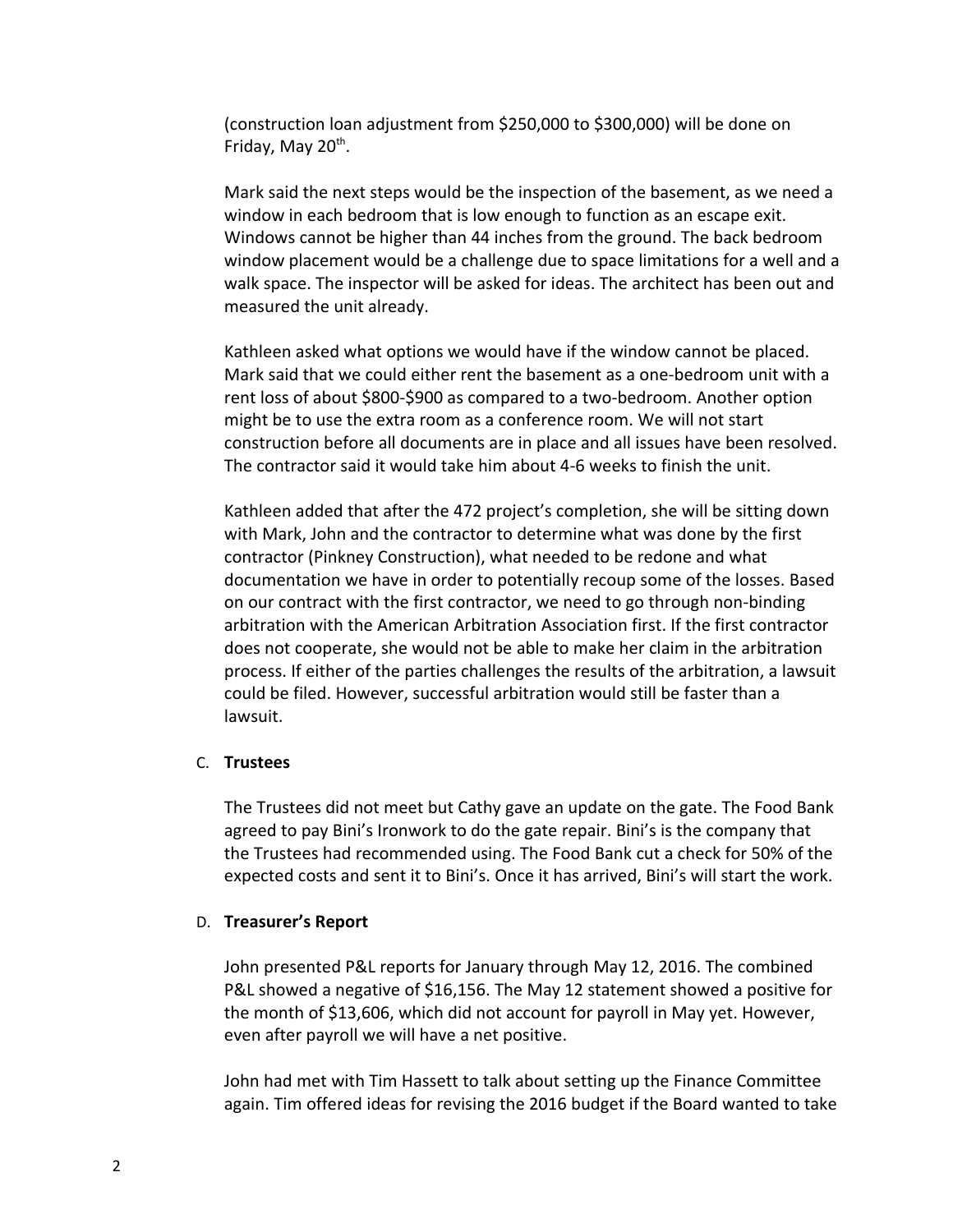(construction loan adjustment from $250,000 to $300,000) will be done on Friday, May 20th.

Mark said the next steps would be the inspection of the basement, as we need a window in each bedroom that is low enough to function as an escape exit. Windows cannot be higher than 44 inches from the ground. The back bedroom window placement would be a challenge due to space limitations for a well and a walk space. The inspector will be asked for ideas. The architect has been out and measured the unit already.

Kathleen asked what options we would have if the window cannot be placed. Mark said that we could either rent the basement as a one-bedroom unit with a rent loss of about $800-$900 as compared to a two-bedroom. Another option might be to use the extra room as a conference room. We will not start construction before all documents are in place and all issues have been resolved. The contractor said it would take him about 4-6 weeks to finish the unit.

Kathleen added that after the 472 project's completion, she will be sitting down with Mark, John and the contractor to determine what was done by the first contractor (Pinkney Construction), what needed to be redone and what documentation we have in order to potentially recoup some of the losses. Based on our contract with the first contractor, we need to go through non-binding arbitration with the American Arbitration Association first. If the first contractor does not cooperate, she would not be able to make her claim in the arbitration process. If either of the parties challenges the results of the arbitration, a lawsuit could be filed. However, successful arbitration would still be faster than a lawsuit.

C. **Trustees**

The Trustees did not meet but Cathy gave an update on the gate. The Food Bank agreed to pay Bini's Ironwork to do the gate repair. Bini's is the company that the Trustees had recommended using. The Food Bank cut a check for 50% of the expected costs and sent it to Bini's. Once it has arrived, Bini's will start the work.

D. **Treasurer's Report**

John presented P&L reports for January through May 12, 2016. The combined P&L showed a negative of $16,156. The May 12 statement showed a positive for the month of $13,606, which did not account for payroll in May yet. However, even after payroll we will have a net positive.

John had met with Tim Hassett to talk about setting up the Finance Committee again. Tim offered ideas for revising the 2016 budget if the Board wanted to take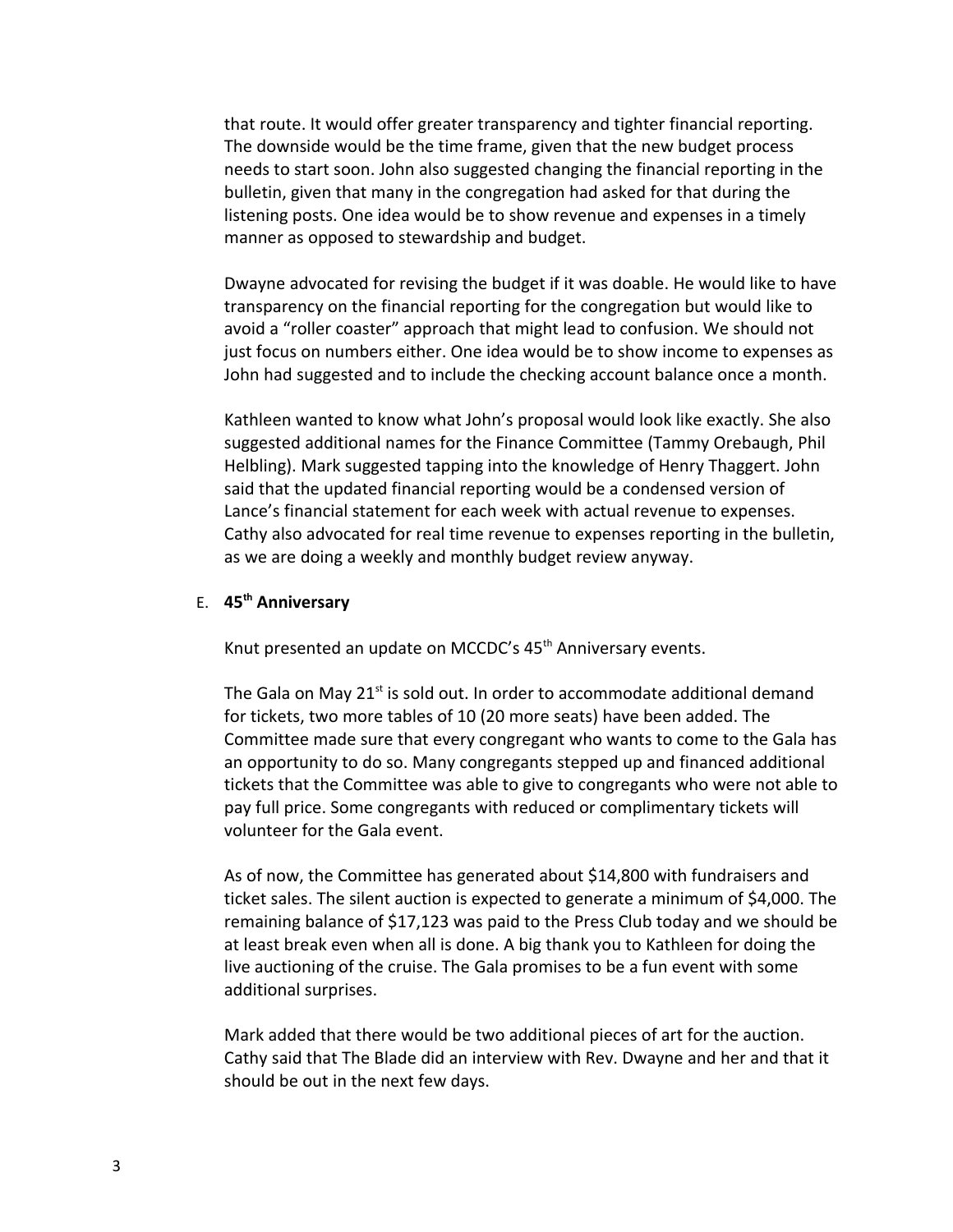that route. It would offer greater transparency and tighter financial reporting. The downside would be the time frame, given that the new budget process needs to start soon. John also suggested changing the financial reporting in the bulletin, given that many in the congregation had asked for that during the listening posts. One idea would be to show revenue and expenses in a timely manner as opposed to stewardship and budget.

Dwayne advocated for revising the budget if it was doable. He would like to have transparency on the financial reporting for the congregation but would like to avoid a "roller coaster" approach that might lead to confusion. We should not just focus on numbers either. One idea would be to show income to expenses as John had suggested and to include the checking account balance once a month.

Kathleen wanted to know what John's proposal would look like exactly. She also suggested additional names for the Finance Committee (Tammy Orebaugh, Phil Helbling). Mark suggested tapping into the knowledge of Henry Thaggert. John said that the updated financial reporting would be a condensed version of Lance's financial statement for each week with actual revenue to expenses. Cathy also advocated for real time revenue to expenses reporting in the bulletin, as we are doing a weekly and monthly budget review anyway.

E. **45th Anniversary**

Knut presented an update on MCCDC's 45th Anniversary events.

The Gala on May 21st is sold out. In order to accommodate additional demand for tickets, two more tables of 10 (20 more seats) have been added. The Committee made sure that every congregant who wants to come to the Gala has an opportunity to do so. Many congregants stepped up and financed additional tickets that the Committee was able to give to congregants who were not able to pay full price. Some congregants with reduced or complimentary tickets will volunteer for the Gala event.

As of now, the Committee has generated about $14,800 with fundraisers and ticket sales. The silent auction is expected to generate a minimum of $4,000. The remaining balance of $17,123 was paid to the Press Club today and we should be at least break even when all is done. A big thank you to Kathleen for doing the live auctioning of the cruise. The Gala promises to be a fun event with some additional surprises.

Mark added that there would be two additional pieces of art for the auction. Cathy said that The Blade did an interview with Rev. Dwayne and her and that it should be out in the next few days.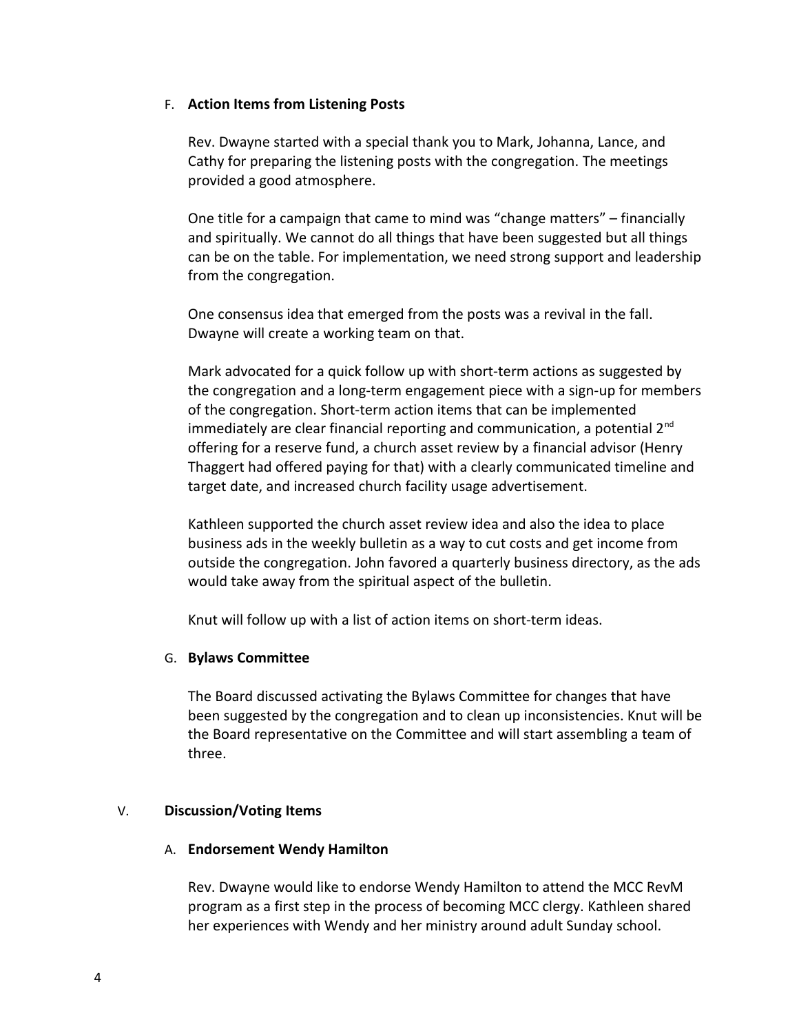F. **Action Items from Listening Posts**

Rev. Dwayne started with a special thank you to Mark, Johanna, Lance, and Cathy for preparing the listening posts with the congregation. The meetings provided a good atmosphere.

One title for a campaign that came to mind was "change matters" – financially and spiritually. We cannot do all things that have been suggested but all things can be on the table. For implementation, we need strong support and leadership from the congregation.

One consensus idea that emerged from the posts was a revival in the fall. Dwayne will create a working team on that.

Mark advocated for a quick follow up with short-term actions as suggested by the congregation and a long-term engagement piece with a sign-up for members of the congregation. Short-term action items that can be implemented immediately are clear financial reporting and communication, a potential 2nd offering for a reserve fund, a church asset review by a financial advisor (Henry Thaggert had offered paying for that) with a clearly communicated timeline and target date, and increased church facility usage advertisement.

Kathleen supported the church asset review idea and also the idea to place business ads in the weekly bulletin as a way to cut costs and get income from outside the congregation. John favored a quarterly business directory, as the ads would take away from the spiritual aspect of the bulletin.

Knut will follow up with a list of action items on short-term ideas.

G. **Bylaws Committee**

The Board discussed activating the Bylaws Committee for changes that have been suggested by the congregation and to clean up inconsistencies. Knut will be the Board representative on the Committee and will start assembling a team of three.

V. **Discussion/Voting Items**

A. **Endorsement Wendy Hamilton**

Rev. Dwayne would like to endorse Wendy Hamilton to attend the MCC RevM program as a first step in the process of becoming MCC clergy. Kathleen shared her experiences with Wendy and her ministry around adult Sunday school.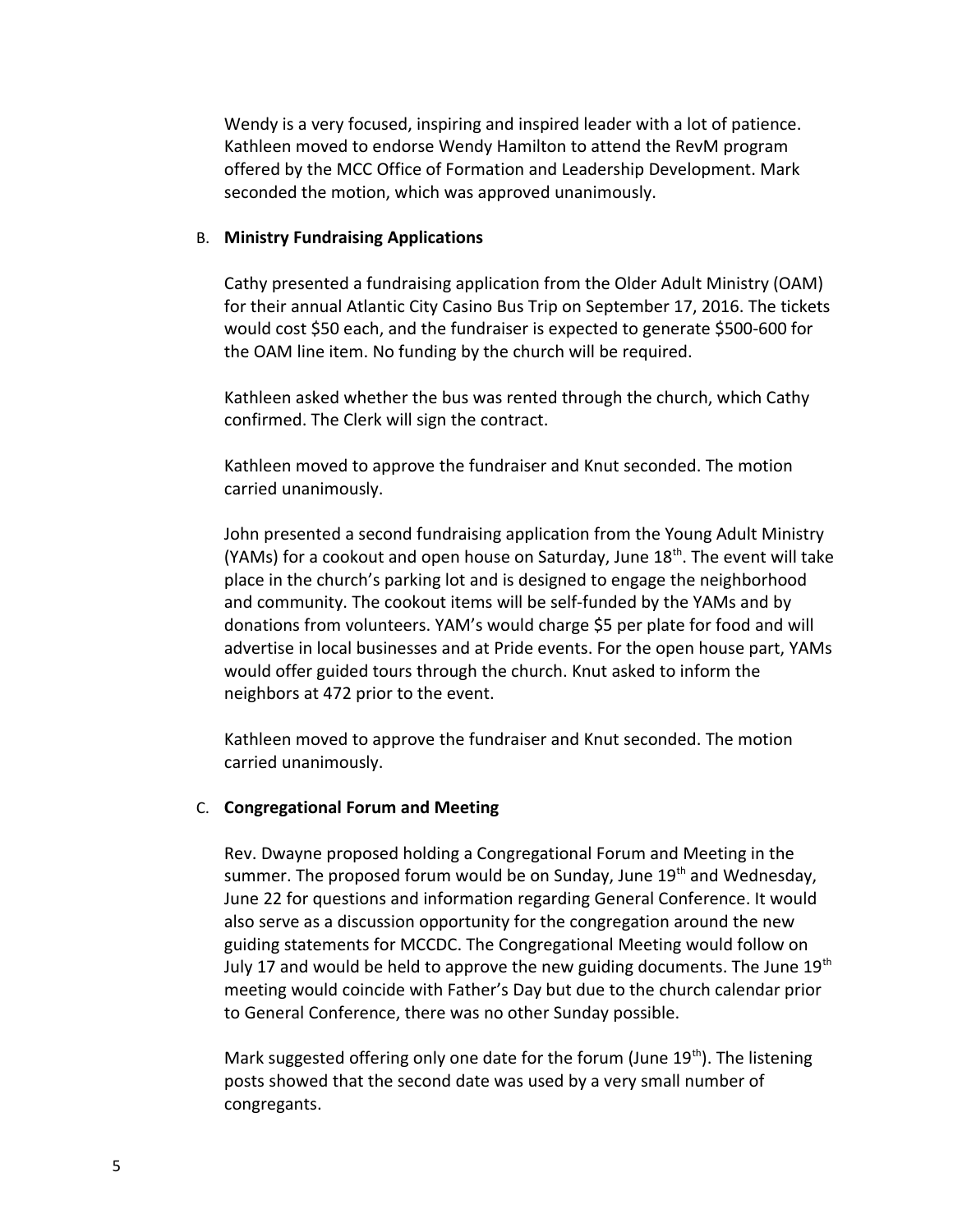Wendy is a very focused, inspiring and inspired leader with a lot of patience. Kathleen moved to endorse Wendy Hamilton to attend the RevM program offered by the MCC Office of Formation and Leadership Development. Mark seconded the motion, which was approved unanimously.

B. **Ministry Fundraising Applications**

Cathy presented a fundraising application from the Older Adult Ministry (OAM) for their annual Atlantic City Casino Bus Trip on September 17, 2016. The tickets would cost $50 each, and the fundraiser is expected to generate $500-600 for the OAM line item. No funding by the church will be required.

Kathleen asked whether the bus was rented through the church, which Cathy confirmed. The Clerk will sign the contract.

Kathleen moved to approve the fundraiser and Knut seconded. The motion carried unanimously.

John presented a second fundraising application from the Young Adult Ministry (YAMs) for a cookout and open house on Saturday, June 18th. The event will take place in the church's parking lot and is designed to engage the neighborhood and community. The cookout items will be self-funded by the YAMs and by donations from volunteers. YAM's would charge $5 per plate for food and will advertise in local businesses and at Pride events. For the open house part, YAMs would offer guided tours through the church. Knut asked to inform the neighbors at 472 prior to the event.

Kathleen moved to approve the fundraiser and Knut seconded. The motion carried unanimously.

C. **Congregational Forum and Meeting**

Rev. Dwayne proposed holding a Congregational Forum and Meeting in the summer. The proposed forum would be on Sunday, June 19th and Wednesday, June 22 for questions and information regarding General Conference. It would also serve as a discussion opportunity for the congregation around the new guiding statements for MCCDC. The Congregational Meeting would follow on July 17 and would be held to approve the new guiding documents. The June 19th meeting would coincide with Father's Day but due to the church calendar prior to General Conference, there was no other Sunday possible.

Mark suggested offering only one date for the forum (June 19th). The listening posts showed that the second date was used by a very small number of congregants.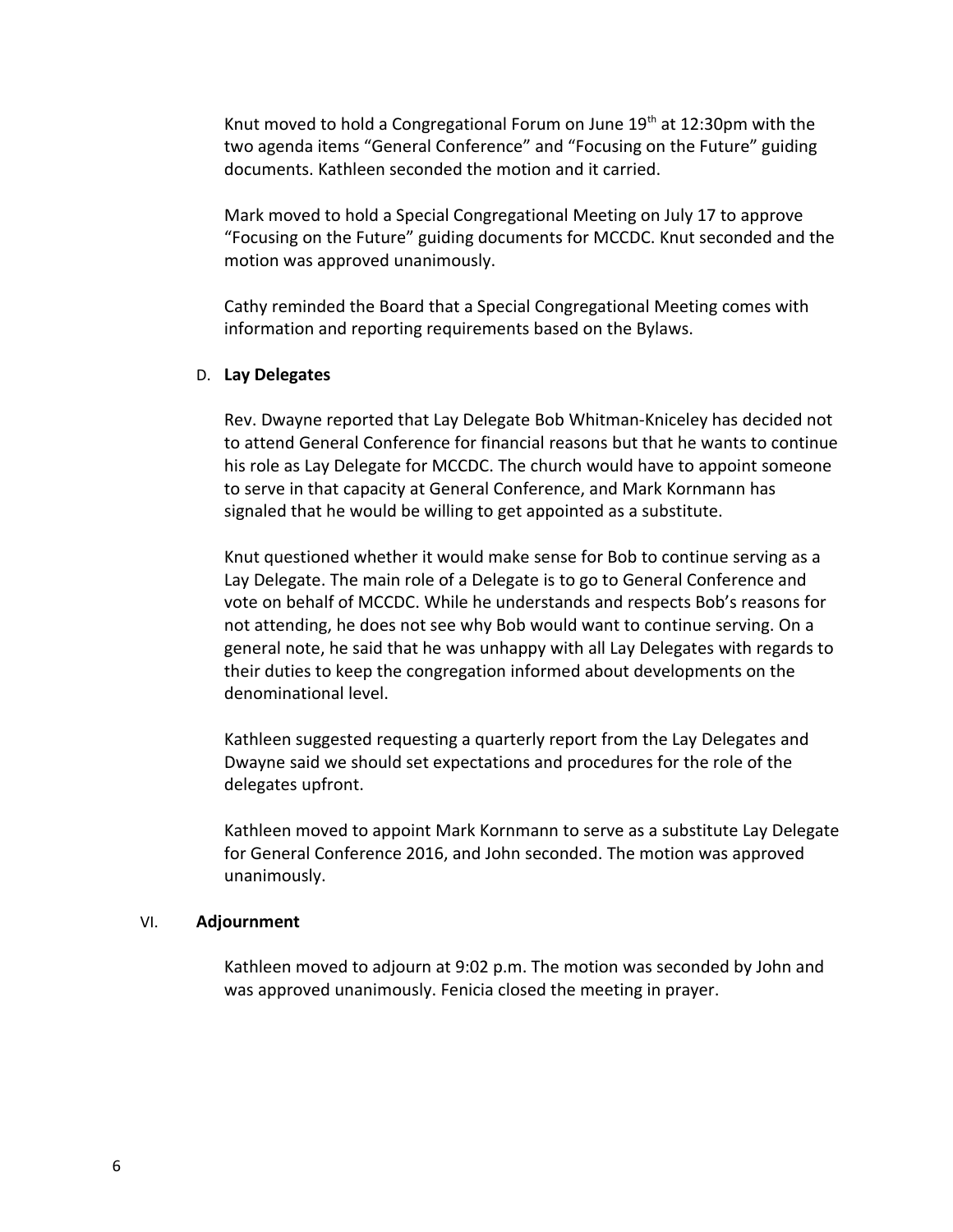Knut moved to hold a Congregational Forum on June 19th at 12:30pm with the two agenda items "General Conference" and "Focusing on the Future" guiding documents. Kathleen seconded the motion and it carried.

Mark moved to hold a Special Congregational Meeting on July 17 to approve "Focusing on the Future" guiding documents for MCCDC. Knut seconded and the motion was approved unanimously.

Cathy reminded the Board that a Special Congregational Meeting comes with information and reporting requirements based on the Bylaws.

D. **Lay Delegates**

Rev. Dwayne reported that Lay Delegate Bob Whitman-Kniceley has decided not to attend General Conference for financial reasons but that he wants to continue his role as Lay Delegate for MCCDC. The church would have to appoint someone to serve in that capacity at General Conference, and Mark Kornmann has signaled that he would be willing to get appointed as a substitute.

Knut questioned whether it would make sense for Bob to continue serving as a Lay Delegate. The main role of a Delegate is to go to General Conference and vote on behalf of MCCDC. While he understands and respects Bob's reasons for not attending, he does not see why Bob would want to continue serving. On a general note, he said that he was unhappy with all Lay Delegates with regards to their duties to keep the congregation informed about developments on the denominational level.

Kathleen suggested requesting a quarterly report from the Lay Delegates and Dwayne said we should set expectations and procedures for the role of the delegates upfront.

Kathleen moved to appoint Mark Kornmann to serve as a substitute Lay Delegate for General Conference 2016, and John seconded. The motion was approved unanimously.

## VI. Adjournment

Kathleen moved to adjourn at 9:02 p.m. The motion was seconded by John and was approved unanimously. Fenicia closed the meeting in prayer.